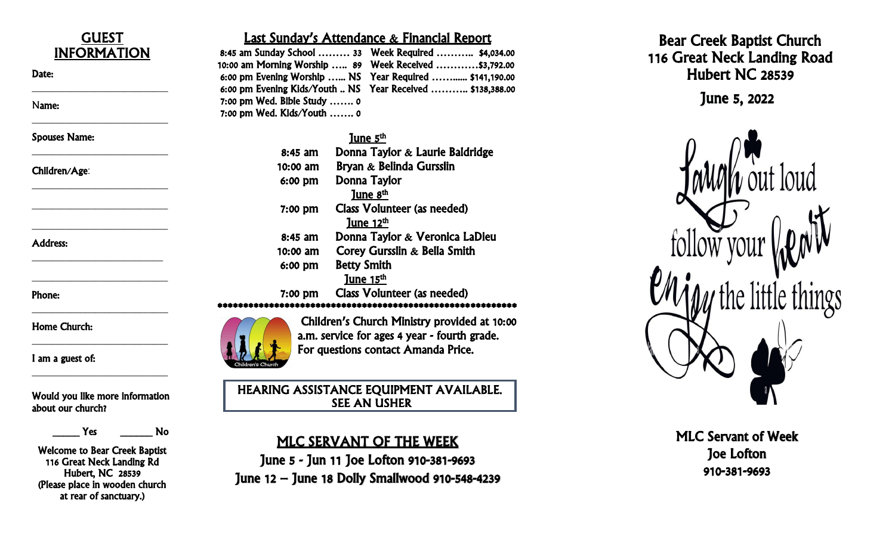## GUEST INFORMATION

Date:

\_\_\_\_\_\_\_\_\_\_\_\_\_\_\_\_\_\_\_\_\_\_\_\_\_\_\_\_

Name:

\_\_\_\_\_\_\_\_\_\_\_\_\_\_\_\_\_\_\_\_\_\_\_\_\_\_\_\_

Spouses Name:

\_\_\_\_\_\_\_\_\_\_\_\_\_\_\_\_\_\_\_\_\_\_\_\_\_\_\_\_

Children/Age:

\_\_\_\_\_\_\_\_\_\_\_\_\_\_\_\_\_\_\_\_\_\_\_\_\_\_\_\_

\_\_\_\_\_\_\_\_\_\_\_\_\_\_\_\_\_\_\_\_\_\_\_\_\_\_\_\_

\_\_\_\_\_\_\_\_\_\_\_\_\_\_\_\_\_\_\_\_\_\_\_\_\_\_\_\_

Address:

\_\_\_\_\_\_\_\_\_\_\_\_\_\_\_\_\_\_\_\_\_\_\_\_\_\_\_\_

\_\_\_\_\_\_\_\_\_\_\_\_\_\_\_\_\_\_\_\_\_\_\_\_\_\_\_\_

Phone:

\_\_\_\_\_\_\_\_\_\_\_\_\_\_\_\_\_\_\_\_\_\_\_\_\_\_\_\_

Home Church:

\_\_\_\_\_\_\_\_\_\_\_\_\_\_\_\_\_\_\_\_\_\_\_\_\_\_\_\_

I am a guest of:

\_\_\_\_\_\_\_\_\_\_\_\_\_\_\_\_\_\_\_\_\_\_\_\_\_\_\_\_

Would you like more information about our church?

\_\_\_\_\_ Yes \_\_\_\_\_\_ No

Welcome to Bear Creek Baptist
116 Great Neck Landing Rd
Hubert, NC 28539
(Please place in wooden church at rear of sanctuary.)

## Last Sunday's Attendance & Financial Report

| | |
|---|---|
| 8:45 am Sunday School ......... 33 | Week Required .......... $4,034.00 |
| 10:00 am Morning Worship ..... 89 | Week Received ............$3,792.00 |
| 6:00 pm Evening Worship ..... NS | Year Required ......... $141,190.00 |
| 6:00 pm Evening Kids/Youth .. NS | Year Received .......... $138,388.00 |
| 7:00 pm Wed. Bible Study ....... 0 | |
| 7:00 pm Wed. Kids/Youth ....... 0 | |

**June 5th**

| | |
|---|---|
| 8:45 am | Donna Taylor & Laurie Baldridge |
| 10:00 am | Bryan & Belinda Gursslin |
| 6:00 pm | Donna Taylor |

**June 8th**

| | |
|---|---|
| 7:00 pm | Class Volunteer (as needed) |

**June 12th**

| | |
|---|---|
| 8:45 am | Donna Taylor & Veronica LaDieu |
| 10:00 am | Corey Gursslin & Bella Smith |
| 6:00 pm | Betty Smith |

**June 15th**

| | |
|---|---|
| 7:00 pm | Class Volunteer (as needed) |

\*\*\*\*\*\*\*\*\*\*\*\*\*\*\*\*\*\*\*\*\*\*\*\*\*\*\*\*\*\*\*\*\*\*\*\*\*\*\*\*\*\*\*\*\*\*\*\*\*\*\*\*\*\*\*\*\*\*\*\*

Children's Church

Children's Church Ministry provided at 10:00 a.m. service for ages 4 year - fourth grade. For questions contact Amanda Price.

HEARING ASSISTANCE EQUIPMENT AVAILABLE.
SEE AN USHER

## MLC SERVANT OF THE WEEK

June 5 - Jun 11 Joe Lofton 910-381-9693

June 12 – June 18 Dolly Smallwood 910-548-4239

# Bear Creek Baptist Church
## 116 Great Neck Landing Road
## Hubert NC 28539

## June 5, 2022

Laugh out loud
follow your heart
enjoy the little things

**MLC Servant of Week**
**Joe Lofton**
**910-381-9693**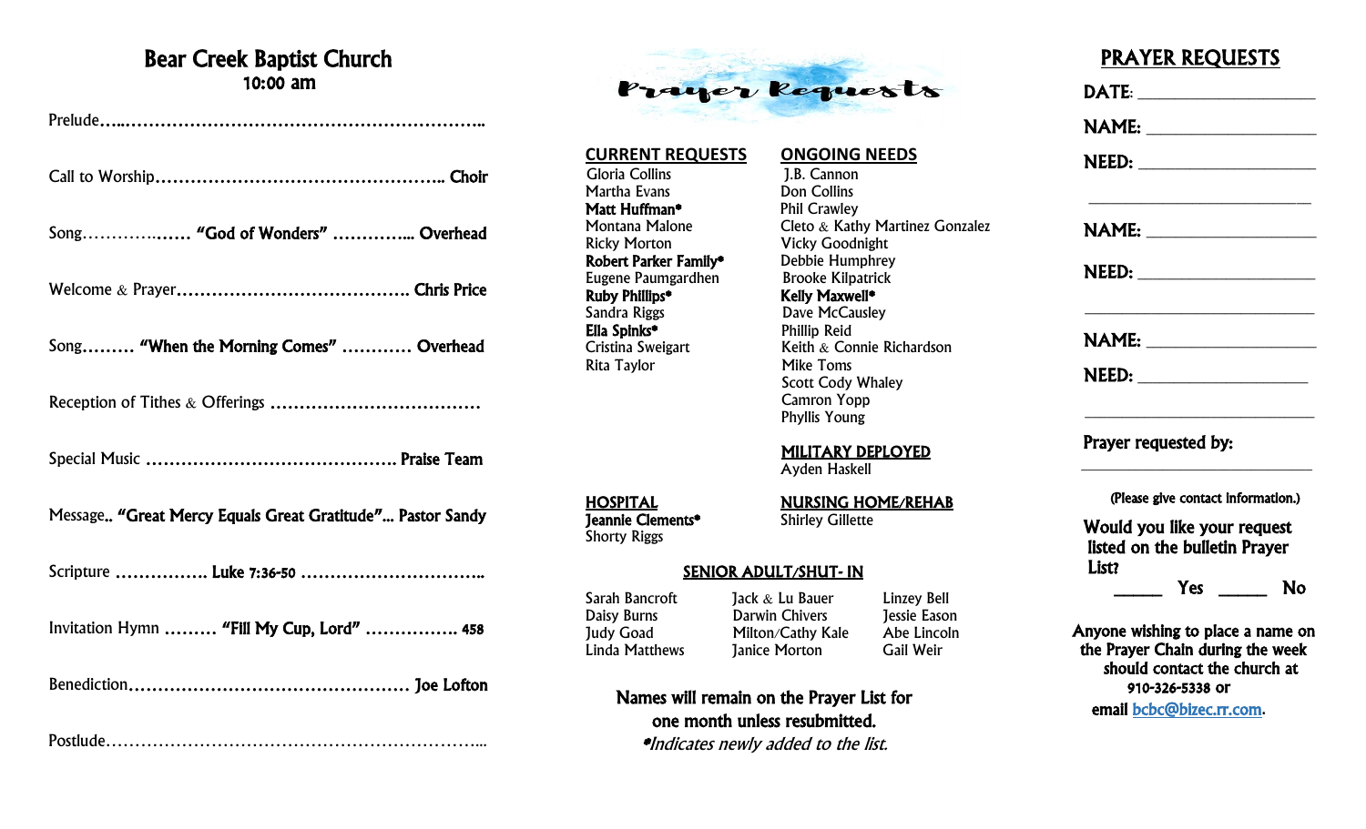# Bear Creek Baptist Church

## 10:00 am

Prelude…..……………………………………………………..

Call to Worship………………………………………….. **Choir**

Song……………..…. **"God of Wonders"** …………... **Overhead**

Welcome & Prayer…………………………………. **Chris Price**

Song……… **"When the Morning Comes"** ………… **Overhead**

Reception of Tithes & Offerings ………………………………

Special Music ……………………………………. **Praise Team**

Message.. **"Great Mercy Equals Great Gratitude"… Pastor Sandy**

Scripture ……………. **Luke 7:36-50** …………………………..

Invitation Hymn ……… **"Fill My Cup, Lord"** ……………. **458**

Benediction………………………………………… **Joe Lofton**

Postlude………………………………………………………...

# Prayer Requests

**CURRENT REQUESTS**

Gloria Collins
Martha Evans
**Matt Huffman•**
Montana Malone
Ricky Morton
**Robert Parker Family•**
Eugene Paumgardhen
**Ruby Phillips•**
Sandra Riggs
**Ella Spinks•**
Cristina Sweigart
Rita Taylor

**ONGOING NEEDS**

J.B. Cannon
Don Collins
Phil Crawley
Cleto & Kathy Martinez Gonzalez
Vicky Goodnight
Debbie Humphrey
Brooke Kilpatrick
**Kelly Maxwell•**
Dave McCausley
Phillip Reid
Keith & Connie Richardson
Mike Toms
Scott Cody Whaley
Camron Yopp
Phyllis Young

**MILITARY DEPLOYED**

Ayden Haskell

**HOSPITAL**

**Jeannie Clements•**
Shorty Riggs

**NURSING HOME/REHAB**

Shirley Gillette

**SENIOR ADULT/SHUT- IN**

| | | |
|---|---|---|
| Sarah Bancroft | Jack & Lu Bauer | Linzey Bell |
| Daisy Burns | Darwin Chivers | Jessie Eason |
| Judy Goad | Milton/Cathy Kale | Abe Lincoln |
| Linda Matthews | Janice Morton | Gail Weir |

**Names will remain on the Prayer List for one month unless resubmitted.**
*•Indicates newly added to the list.*

## PRAYER REQUESTS

**DATE**: ____________________

**NAME:** ____________________

**NEED:** ____________________

____________________________

**NAME:** ____________________

**NEED:** ____________________

____________________________

**NAME:** ____________________

**NEED:** ____________________

____________________________

**Prayer requested by:**

____________________________

**(Please give contact information.)**

**Would you like your request listed on the bulletin Prayer List?**

_____ **Yes** _____ **No**

**Anyone wishing to place a name on the Prayer Chain during the week should contact the church at 910-326-5338 or email bcbc@bizec.rr.com.**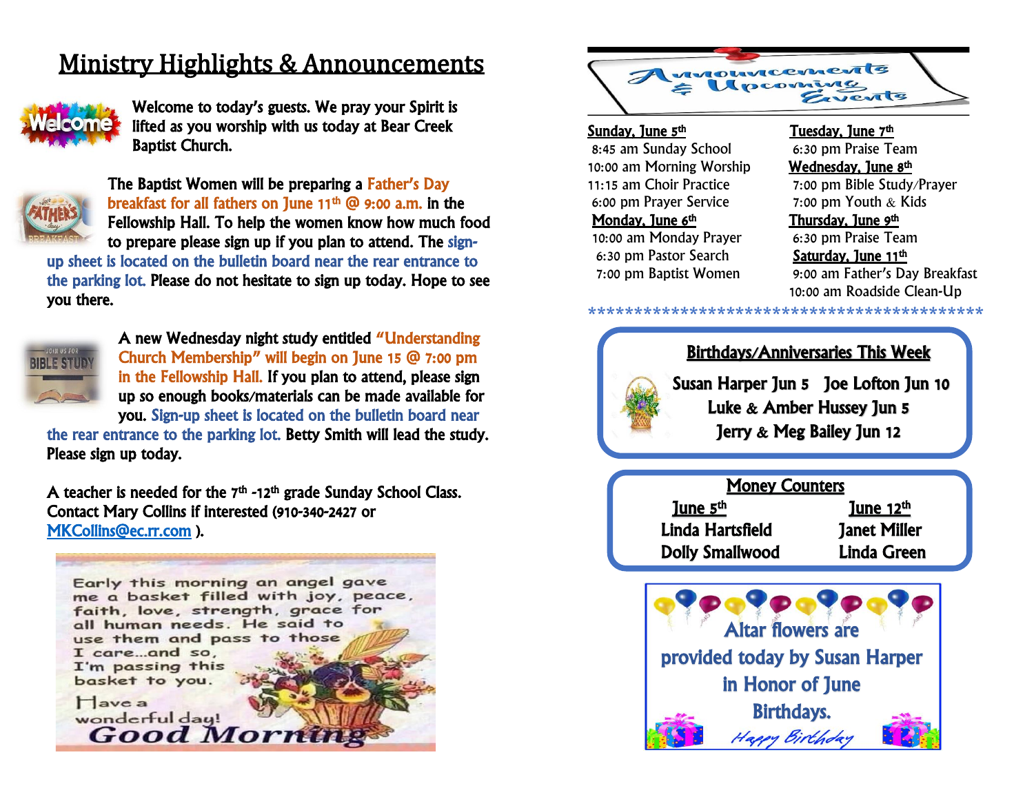# Ministry Highlights & Announcements

Welcome to today's guests. We pray your Spirit is lifted as you worship with us today at Bear Creek Baptist Church.

The Baptist Women will be preparing a Father's Day breakfast for all fathers on June 11th @ 9:00 a.m. in the Fellowship Hall. To help the women know how much food to prepare please sign up if you plan to attend. The sign-up sheet is located on the bulletin board near the rear entrance to the parking lot. Please do not hesitate to sign up today. Hope to see you there.

A new Wednesday night study entitled "Understanding Church Membership" will begin on June 15 @ 7:00 pm in the Fellowship Hall. If you plan to attend, please sign up so enough books/materials can be made available for you. Sign-up sheet is located on the bulletin board near the rear entrance to the parking lot. Betty Smith will lead the study. Please sign up today.

A teacher is needed for the 7th -12th grade Sunday School Class. Contact Mary Collins if interested (910-340-2427 or MKCollins@ec.rr.com ).

Early this morning an angel gave me a basket filled with joy, peace, faith, love, strength, grace for all human needs. He said to use them and pass to those I care...and so, I'm passing this basket to you.

Have a wonderful day!
Good Morning

## Announcements & Upcoming Events

**Sunday, June 5th**
8:45 am Sunday School
10:00 am Morning Worship
11:15 am Choir Practice
6:00 pm Prayer Service

**Monday, June 6th**
10:00 am Monday Prayer
6:30 pm Pastor Search
7:00 pm Baptist Women

**Tuesday, June 7th**
6:30 pm Praise Team

**Wednesday, June 8th**
7:00 pm Bible Study/Prayer
7:00 pm Youth & Kids

**Thursday, June 9th**
6:30 pm Praise Team

**Saturday, June 11th**
9:00 am Father's Day Breakfast
10:00 am Roadside Clean-Up

*********************************************

## Birthdays/Anniversaries This Week

Susan Harper Jun 5 Joe Lofton Jun 10
Luke & Amber Hussey Jun 5
Jerry & Meg Bailey Jun 12

## Money Counters

| June 5th | June 12th |
|---|---|
| Linda Hartsfield | Janet Miller |
| Dolly Smallwood | Linda Green |

Altar flowers are provided today by Susan Harper in Honor of June Birthdays.

Happy Birthday